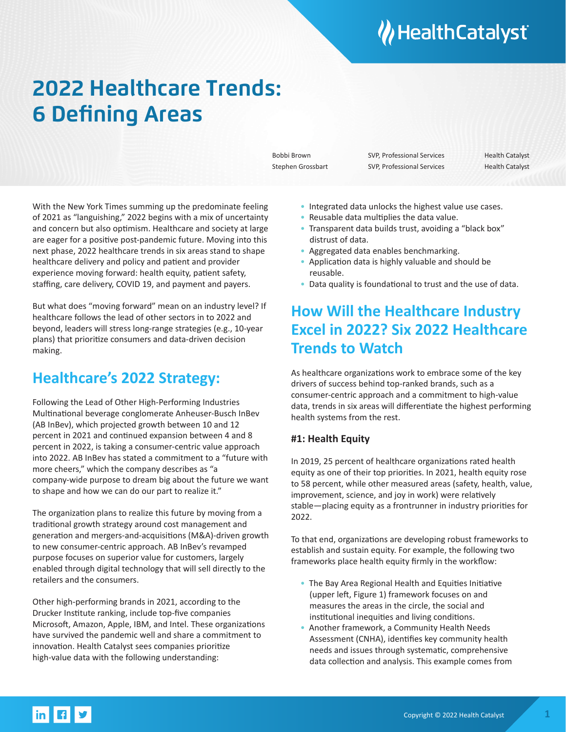# 2022 Healthcare Trends: 6 Defining Areas

| | | |
|---|---|---|
| Bobbi Brown | SVP, Professional Services | Health Catalyst |
| Stephen Grossbart | SVP, Professional Services | Health Catalyst |

With the New York Times summing up the predominate feeling of 2021 as "languishing," 2022 begins with a mix of uncertainty and concern but also optimism. Healthcare and society at large are eager for a positive post-pandemic future. Moving into this next phase, 2022 healthcare trends in six areas stand to shape healthcare delivery and policy and patient and provider experience moving forward: health equity, patient safety, staffing, care delivery, COVID 19, and payment and payers.

But what does "moving forward" mean on an industry level? If healthcare follows the lead of other sectors in to 2022 and beyond, leaders will stress long-range strategies (e.g., 10-year plans) that prioritize consumers and data-driven decision making.

## Healthcare's 2022 Strategy:

Following the Lead of Other High-Performing Industries Multinational beverage conglomerate Anheuser-Busch InBev (AB InBev), which projected growth between 10 and 12 percent in 2021 and continued expansion between 4 and 8 percent in 2022, is taking a consumer-centric value approach into 2022. AB InBev has stated a commitment to a "future with more cheers," which the company describes as "a company-wide purpose to dream big about the future we want to shape and how we can do our part to realize it."

The organization plans to realize this future by moving from a traditional growth strategy around cost management and generation and mergers-and-acquisitions (M&A)-driven growth to new consumer-centric approach. AB InBev's revamped purpose focuses on superior value for customers, largely enabled through digital technology that will sell directly to the retailers and the consumers.

Other high-performing brands in 2021, according to the Drucker Institute ranking, include top-five companies Microsoft, Amazon, Apple, IBM, and Intel. These organizations have survived the pandemic well and share a commitment to innovation. Health Catalyst sees companies prioritize high-value data with the following understanding:

- Integrated data unlocks the highest value use cases.
- Reusable data multiplies the data value.
- Transparent data builds trust, avoiding a "black box" distrust of data.
- Aggregated data enables benchmarking.
- Application data is highly valuable and should be reusable.
- Data quality is foundational to trust and the use of data.

## How Will the Healthcare Industry Excel in 2022? Six 2022 Healthcare Trends to Watch

As healthcare organizations work to embrace some of the key drivers of success behind top-ranked brands, such as a consumer-centric approach and a commitment to high-value data, trends in six areas will differentiate the highest performing health systems from the rest.

### #1: Health Equity

In 2019, 25 percent of healthcare organizations rated health equity as one of their top priorities. In 2021, health equity rose to 58 percent, while other measured areas (safety, health, value, improvement, science, and joy in work) were relatively stable—placing equity as a frontrunner in industry priorities for 2022.

To that end, organizations are developing robust frameworks to establish and sustain equity. For example, the following two frameworks place health equity firmly in the workflow:

- The Bay Area Regional Health and Equities Initiative (upper left, Figure 1) framework focuses on and measures the areas in the circle, the social and institutional inequities and living conditions.
- Another framework, a Community Health Needs Assessment (CNHA), identifies key community health needs and issues through systematic, comprehensive data collection and analysis. This example comes from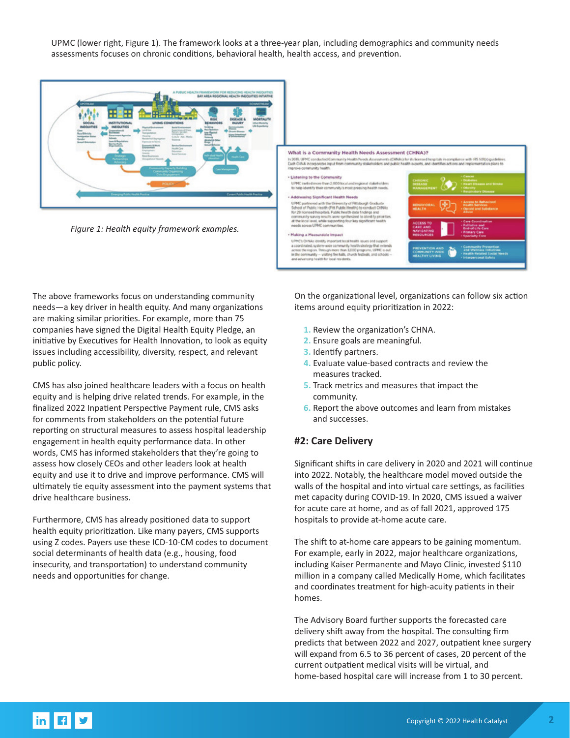UPMC (lower right, Figure 1). The framework looks at a three-year plan, including demographics and community needs assessments focuses on chronic conditions, behavioral health, health access, and prevention.

*Figure 1: Health equity framework examples.*

The above frameworks focus on understanding community needs—a key driver in health equity. And many organizations are making similar priorities. For example, more than 75 companies have signed the Digital Health Equity Pledge, an initiative by Executives for Health Innovation, to look as equity issues including accessibility, diversity, respect, and relevant public policy.

CMS has also joined healthcare leaders with a focus on health equity and is helping drive related trends. For example, in the finalized 2022 Inpatient Perspective Payment rule, CMS asks for comments from stakeholders on the potential future reporting on structural measures to assess hospital leadership engagement in health equity performance data. In other words, CMS has informed stakeholders that they're going to assess how closely CEOs and other leaders look at health equity and use it to drive and improve performance. CMS will ultimately tie the equity assessment into the payment systems that drive healthcare business.

Furthermore, CMS has already positioned data to support health equity prioritization. Like many payers, CMS supports using Z codes. Payers use these ICD-10-CM codes to document social determinants of health data (e.g., housing, food insecurity, and transportation) to understand community needs and opportunities for change.

On the organizational level, organizations can follow six action items around equity prioritization in 2022:

1. Review the organization's CHNA.
2. Ensure goals are meaningful.
3. Identify partners.
4. Evaluate value-based contracts and review the measures tracked.
5. Track metrics and measures that impact the community.
6. Report the above outcomes and learn from mistakes and successes.

## #2: Care Delivery

Significant shifts in care delivery in 2020 and 2021 will continue into 2022. Notably, the healthcare model moved outside the walls of the hospital and into virtual care settings, as facilities met capacity during COVID-19. In 2020, CMS issued a waiver for acute care at home, and as of fall 2021, approved 175 hospitals to provide at-home acute care.

The shift to at-home care appears to be gaining momentum. For example, early in 2022, major healthcare organizations, including Kaiser Permanente and Mayo Clinic, invested $110 million in a company called Medically Home, which facilitates and coordinates treatment for high-acuity patients in their homes.

The Advisory Board further supports the forecasted care delivery shift away from the hospital. The consulting firm predicts that between 2022 and 2027, outpatient knee surgery will expand from 6.5 to 36 percent of cases, 20 percent of the current outpatient medical visits will be virtual, and home-based hospital care will increase from 1 to 30 percent.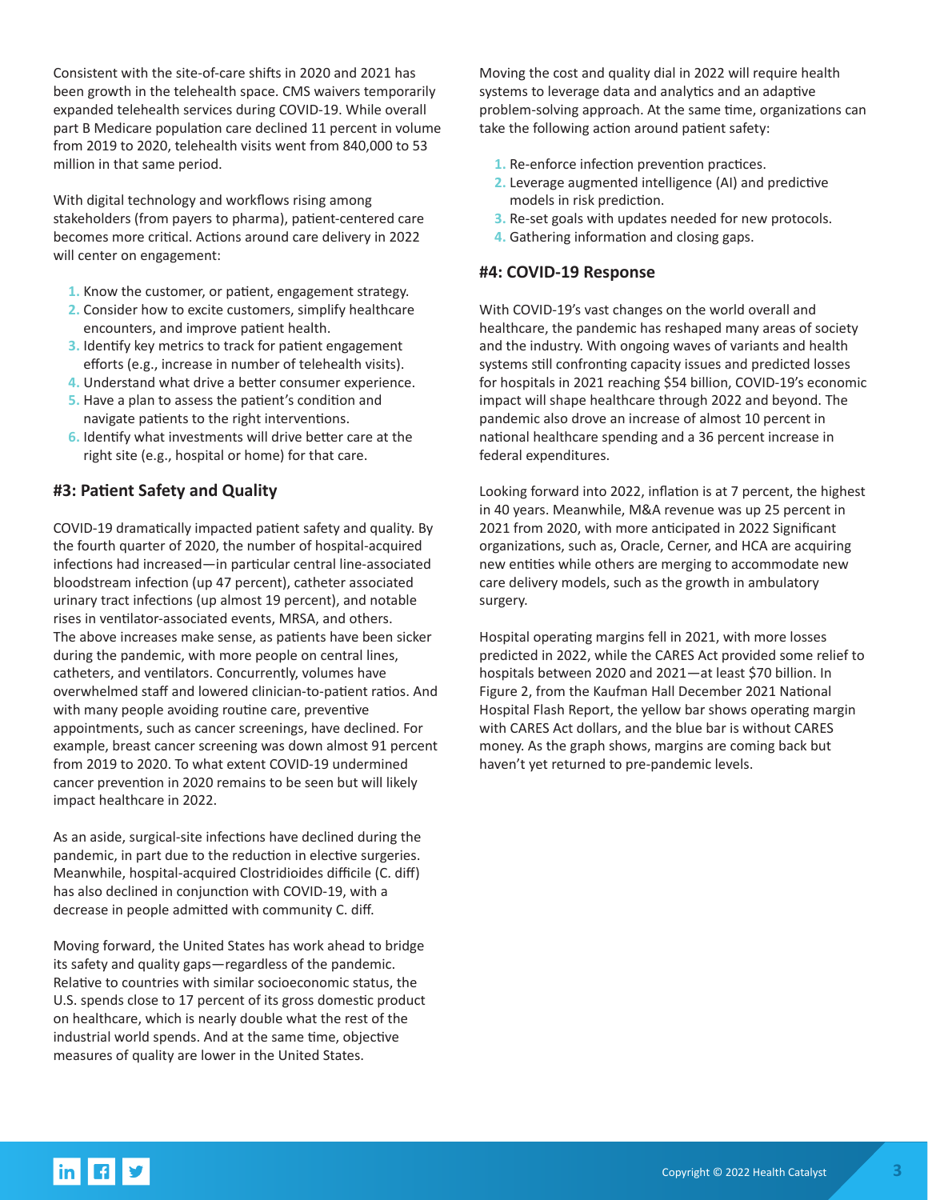Consistent with the site-of-care shifts in 2020 and 2021 has been growth in the telehealth space. CMS waivers temporarily expanded telehealth services during COVID-19. While overall part B Medicare population care declined 11 percent in volume from 2019 to 2020, telehealth visits went from 840,000 to 53 million in that same period.

With digital technology and workflows rising among stakeholders (from payers to pharma), patient-centered care becomes more critical. Actions around care delivery in 2022 will center on engagement:

1. Know the customer, or patient, engagement strategy.
2. Consider how to excite customers, simplify healthcare encounters, and improve patient health.
3. Identify key metrics to track for patient engagement efforts (e.g., increase in number of telehealth visits).
4. Understand what drive a better consumer experience.
5. Have a plan to assess the patient's condition and navigate patients to the right interventions.
6. Identify what investments will drive better care at the right site (e.g., hospital or home) for that care.

### #3: Patient Safety and Quality

COVID-19 dramatically impacted patient safety and quality. By the fourth quarter of 2020, the number of hospital-acquired infections had increased—in particular central line-associated bloodstream infection (up 47 percent), catheter associated urinary tract infections (up almost 19 percent), and notable rises in ventilator-associated events, MRSA, and others. The above increases make sense, as patients have been sicker during the pandemic, with more people on central lines, catheters, and ventilators. Concurrently, volumes have overwhelmed staff and lowered clinician-to-patient ratios. And with many people avoiding routine care, preventive appointments, such as cancer screenings, have declined. For example, breast cancer screening was down almost 91 percent from 2019 to 2020. To what extent COVID-19 undermined cancer prevention in 2020 remains to be seen but will likely impact healthcare in 2022.

As an aside, surgical-site infections have declined during the pandemic, in part due to the reduction in elective surgeries. Meanwhile, hospital-acquired Clostridioides difficile (C. diff) has also declined in conjunction with COVID-19, with a decrease in people admitted with community C. diff.

Moving forward, the United States has work ahead to bridge its safety and quality gaps—regardless of the pandemic. Relative to countries with similar socioeconomic status, the U.S. spends close to 17 percent of its gross domestic product on healthcare, which is nearly double what the rest of the industrial world spends. And at the same time, objective measures of quality are lower in the United States.

Moving the cost and quality dial in 2022 will require health systems to leverage data and analytics and an adaptive problem-solving approach. At the same time, organizations can take the following action around patient safety:

1. Re-enforce infection prevention practices.
2. Leverage augmented intelligence (AI) and predictive models in risk prediction.
3. Re-set goals with updates needed for new protocols.
4. Gathering information and closing gaps.

### #4: COVID-19 Response

With COVID-19's vast changes on the world overall and healthcare, the pandemic has reshaped many areas of society and the industry. With ongoing waves of variants and health systems still confronting capacity issues and predicted losses for hospitals in 2021 reaching $54 billion, COVID-19's economic impact will shape healthcare through 2022 and beyond. The pandemic also drove an increase of almost 10 percent in national healthcare spending and a 36 percent increase in federal expenditures.

Looking forward into 2022, inflation is at 7 percent, the highest in 40 years. Meanwhile, M&A revenue was up 25 percent in 2021 from 2020, with more anticipated in 2022 Significant organizations, such as, Oracle, Cerner, and HCA are acquiring new entities while others are merging to accommodate new care delivery models, such as the growth in ambulatory surgery.

Hospital operating margins fell in 2021, with more losses predicted in 2022, while the CARES Act provided some relief to hospitals between 2020 and 2021—at least $70 billion. In Figure 2, from the Kaufman Hall December 2021 National Hospital Flash Report, the yellow bar shows operating margin with CARES Act dollars, and the blue bar is without CARES money. As the graph shows, margins are coming back but haven't yet returned to pre-pandemic levels.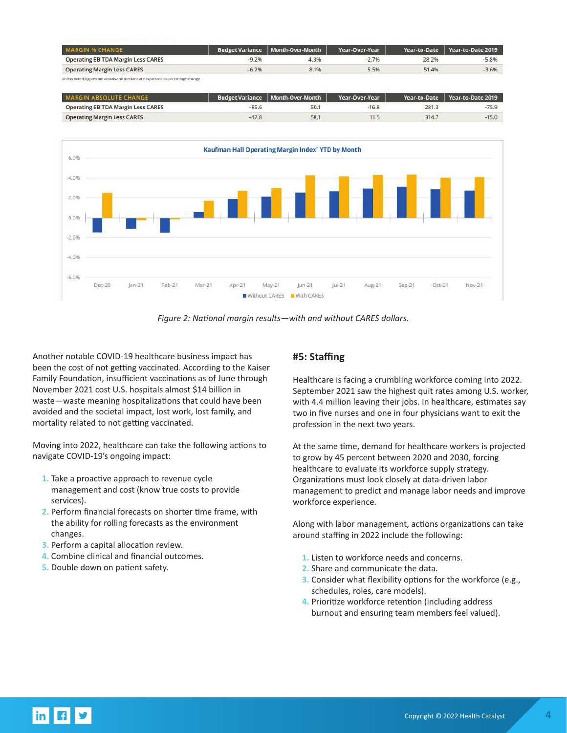| MARGIN % CHANGE | Budget Variance | Month-Over-Month | Year-Over-Year | Year-to-Date | Year-to-Date 2019 |
|---|---|---|---|---|---|
| Operating EBITDA Margin Less CARES | -9.2% | 4.3% | -2.7% | 28.2% | -5.8% |
| Operating Margin Less CARES | -6.2% | 8.1% | 5.5% | 51.4% | -3.6% |

Unless noted, figures are actuals and medians are expressed as percentage change

| MARGIN ABSOLUTE CHANGE | Budget Variance | Month-Over-Month | Year-Over-Year | Year-to-Date | Year-to-Date 2019 |
|---|---|---|---|---|---|
| Operating EBITDA Margin Less CARES | -85.6 | 50.1 | -16.8 | 281.3 | -75.9 |
| Operating Margin Less CARES | -42.8 | 58.1 | 11.5 | 314.7 | -15.0 |

Figure 2: National margin results—with and without CARES dollars.

Another notable COVID-19 healthcare business impact has been the cost of not getting vaccinated. According to the Kaiser Family Foundation, insufficient vaccinations as of June through November 2021 cost U.S. hospitals almost $14 billion in waste—waste meaning hospitalizations that could have been avoided and the societal impact, lost work, lost family, and mortality related to not getting vaccinated.

Moving into 2022, healthcare can take the following actions to navigate COVID-19's ongoing impact:

1. Take a proactive approach to revenue cycle management and cost (know true costs to provide services).
2. Perform financial forecasts on shorter time frame, with the ability for rolling forecasts as the environment changes.
3. Perform a capital allocation review.
4. Combine clinical and financial outcomes.
5. Double down on patient safety.

## #5: Staffing

Healthcare is facing a crumbling workforce coming into 2022. September 2021 saw the highest quit rates among U.S. worker, with 4.4 million leaving their jobs. In healthcare, estimates say two in five nurses and one in four physicians want to exit the profession in the next two years.

At the same time, demand for healthcare workers is projected to grow by 45 percent between 2020 and 2030, forcing healthcare to evaluate its workforce supply strategy. Organizations must look closely at data-driven labor management to predict and manage labor needs and improve workforce experience.

Along with labor management, actions organizations can take around staffing in 2022 include the following:

1. Listen to workforce needs and concerns.
2. Share and communicate the data.
3. Consider what flexibility options for the workforce (e.g., schedules, roles, care models).
4. Prioritize workforce retention (including address burnout and ensuring team members feel valued).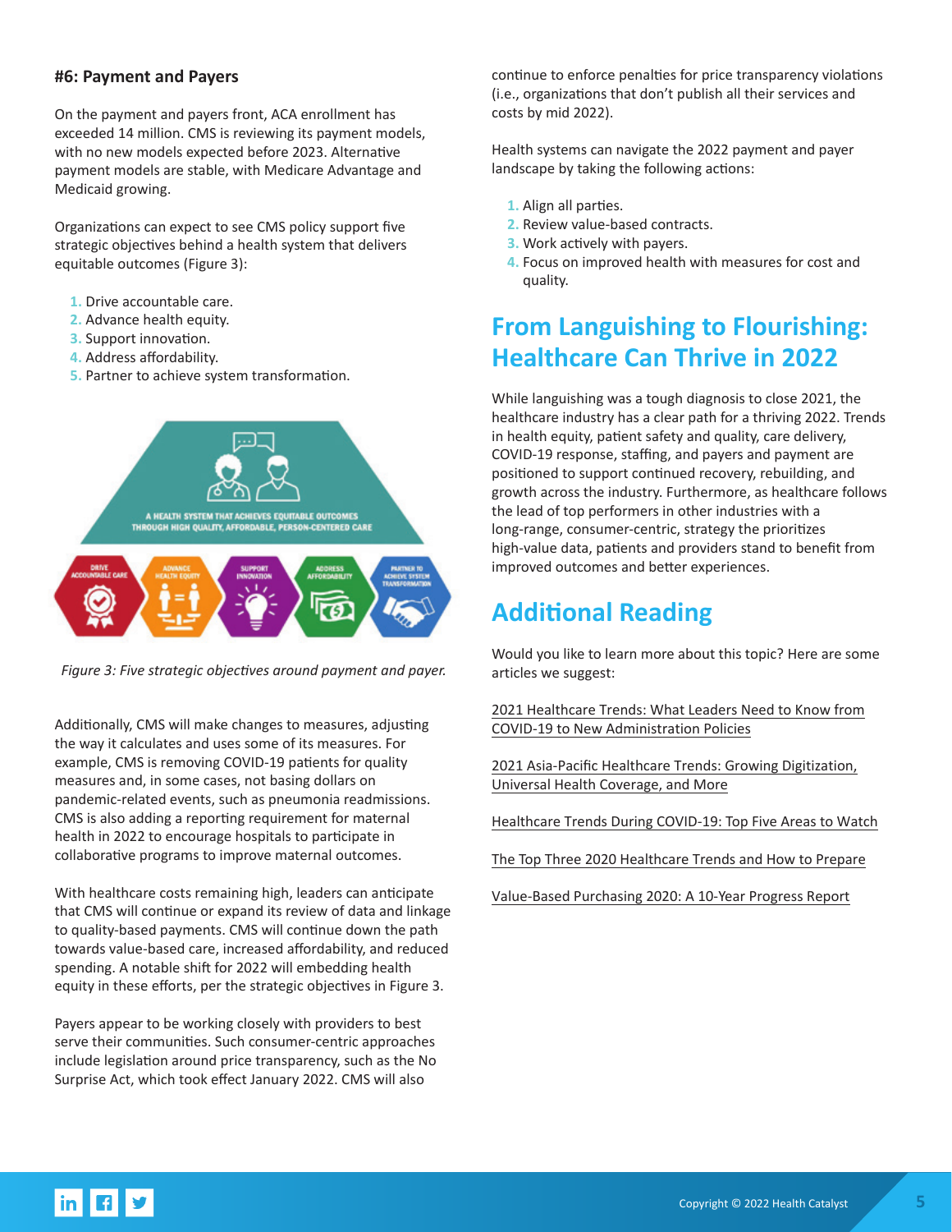### #6: Payment and Payers

On the payment and payers front, ACA enrollment has exceeded 14 million. CMS is reviewing its payment models, with no new models expected before 2023. Alternative payment models are stable, with Medicare Advantage and Medicaid growing.

Organizations can expect to see CMS policy support five strategic objectives behind a health system that delivers equitable outcomes (Figure 3):

1. Drive accountable care.
2. Advance health equity.
3. Support innovation.
4. Address affordability.
5. Partner to achieve system transformation.

A HEALTH SYSTEM THAT ACHIEVES EQUITABLE OUTCOMES THROUGH HIGH QUALITY, AFFORDABLE, PERSON-CENTERED CARE

DRIVE ACCOUNTABLE CARE

ADVANCE HEALTH EQUITY

SUPPORT INNOVATION

ADDRESS AFFORDABILITY

PARTNER TO ACHIEVE SYSTEM TRANSFORMATION

*Figure 3: Five strategic objectives around payment and payer.*

Additionally, CMS will make changes to measures, adjusting the way it calculates and uses some of its measures. For example, CMS is removing COVID-19 patients for quality measures and, in some cases, not basing dollars on pandemic-related events, such as pneumonia readmissions. CMS is also adding a reporting requirement for maternal health in 2022 to encourage hospitals to participate in collaborative programs to improve maternal outcomes.

With healthcare costs remaining high, leaders can anticipate that CMS will continue or expand its review of data and linkage to quality-based payments. CMS will continue down the path towards value-based care, increased affordability, and reduced spending. A notable shift for 2022 will embedding health equity in these efforts, per the strategic objectives in Figure 3.

Payers appear to be working closely with providers to best serve their communities. Such consumer-centric approaches include legislation around price transparency, such as the No Surprise Act, which took effect January 2022. CMS will also continue to enforce penalties for price transparency violations (i.e., organizations that don't publish all their services and costs by mid 2022).

Health systems can navigate the 2022 payment and payer landscape by taking the following actions:

1. Align all parties.
2. Review value-based contracts.
3. Work actively with payers.
4. Focus on improved health with measures for cost and quality.

## From Languishing to Flourishing: Healthcare Can Thrive in 2022

While languishing was a tough diagnosis to close 2021, the healthcare industry has a clear path for a thriving 2022. Trends in health equity, patient safety and quality, care delivery, COVID-19 response, staffing, and payers and payment are positioned to support continued recovery, rebuilding, and growth across the industry. Furthermore, as healthcare follows the lead of top performers in other industries with a long-range, consumer-centric, strategy the prioritizes high-value data, patients and providers stand to benefit from improved outcomes and better experiences.

## Additional Reading

Would you like to learn more about this topic? Here are some articles we suggest:

2021 Healthcare Trends: What Leaders Need to Know from COVID-19 to New Administration Policies

2021 Asia-Pacific Healthcare Trends: Growing Digitization, Universal Health Coverage, and More

Healthcare Trends During COVID-19: Top Five Areas to Watch

The Top Three 2020 Healthcare Trends and How to Prepare

Value-Based Purchasing 2020: A 10-Year Progress Report

Copyright © 2022 Health Catalyst